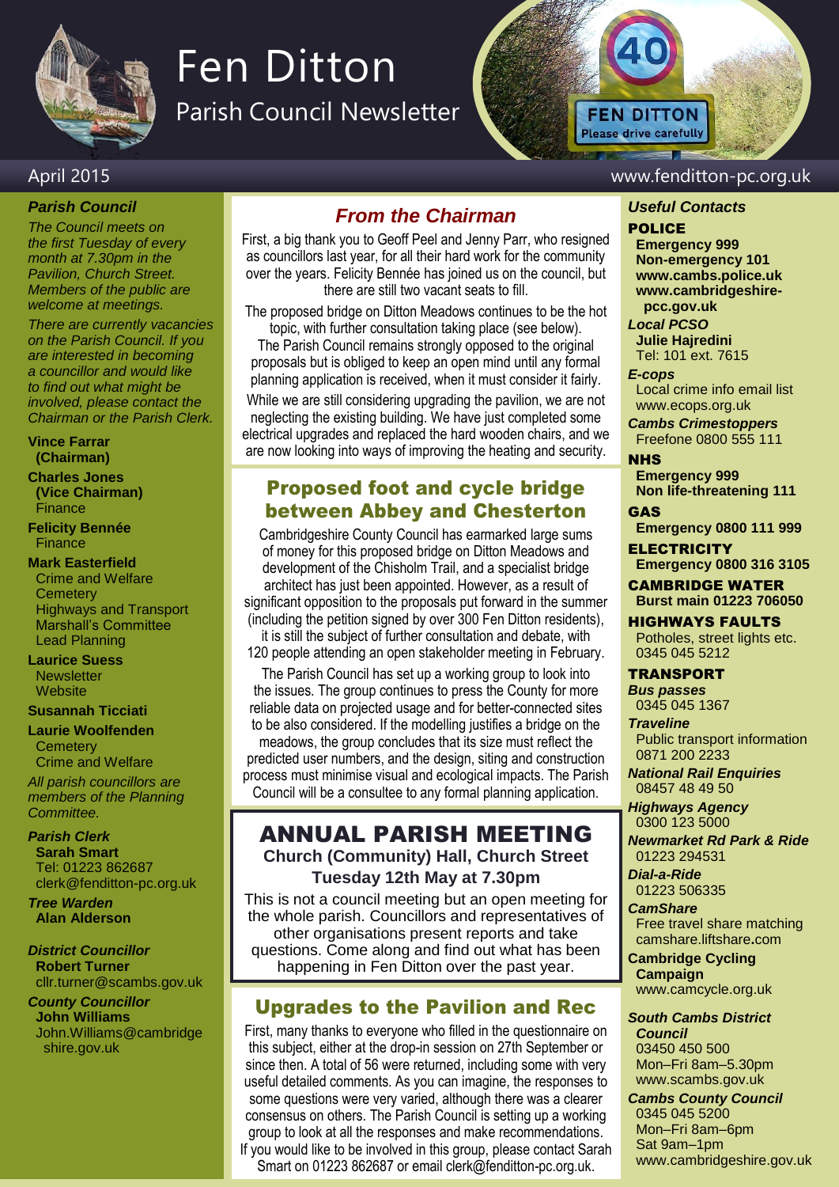# Fen Ditton

## Parish Council Newsletter

April 2015

www.fenditton-pc.org.uk

### *Parish Council*

*The Council meets on the first Tuesday of every month at 7.30pm in the Pavilion, Church Street. Members of the public are welcome at meetings.*

*There are currently vacancies on the Parish Council. If you are interested in becoming a councillor and would like to find out what might be involved, please contact the Chairman or the Parish Clerk.*

**Vince Farrar (Chairman)**

**Charles Jones (Vice Chairman)**
Finance

**Felicity Bennée**
Finance

**Mark Easterfield**
Crime and Welfare
Cemetery
Highways and Transport
Marshall's Committee
Lead Planning

**Laurice Suess**
Newsletter
Website

**Susannah Ticciati**

**Laurie Woolfenden**
Cemetery
Crime and Welfare

*All parish councillors are members of the Planning Committee.*

*Parish Clerk*
**Sarah Smart**
Tel: 01223 862687
clerk@fenditton-pc.org.uk

*Tree Warden*
**Alan Alderson**

*District Councillor*
**Robert Turner**
cllr.turner@scambs.gov.uk

*County Councillor*
**John Williams**
John.Williams@cambridgeshire.gov.uk

## *From the Chairman*

First, a big thank you to Geoff Peel and Jenny Parr, who resigned as councillors last year, for all their hard work for the community over the years. Felicity Bennée has joined us on the council, but there are still two vacant seats to fill.

The proposed bridge on Ditton Meadows continues to be the hot topic, with further consultation taking place (see below). The Parish Council remains strongly opposed to the original proposals but is obliged to keep an open mind until any formal planning application is received, when it must consider it fairly.

While we are still considering upgrading the pavilion, we are not neglecting the existing building. We have just completed some electrical upgrades and replaced the hard wooden chairs, and we are now looking into ways of improving the heating and security.

## Proposed foot and cycle bridge between Abbey and Chesterton

Cambridgeshire County Council has earmarked large sums of money for this proposed bridge on Ditton Meadows and development of the Chisholm Trail, and a specialist bridge architect has just been appointed. However, as a result of significant opposition to the proposals put forward in the summer (including the petition signed by over 300 Fen Ditton residents), it is still the subject of further consultation and debate, with 120 people attending an open stakeholder meeting in February.

The Parish Council has set up a working group to look into the issues. The group continues to press the County for more reliable data on projected usage and for better-connected sites to be also considered. If the modelling justifies a bridge on the meadows, the group concludes that its size must reflect the predicted user numbers, and the design, siting and construction process must minimise visual and ecological impacts. The Parish Council will be a consultee to any formal planning application.

## ANNUAL PARISH MEETING

**Church (Community) Hall, Church Street**

**Tuesday 12th May at 7.30pm**

This is not a council meeting but an open meeting for the whole parish. Councillors and representatives of other organisations present reports and take questions. Come along and find out what has been happening in Fen Ditton over the past year.

## Upgrades to the Pavilion and Rec

First, many thanks to everyone who filled in the questionnaire on this subject, either at the drop-in session on 27th September or since then. A total of 56 were returned, including some with very useful detailed comments. As you can imagine, the responses to some questions were very varied, although there was a clearer consensus on others. The Parish Council is setting up a working group to look at all the responses and make recommendations. If you would like to be involved in this group, please contact Sarah Smart on 01223 862687 or email clerk@fenditton-pc.org.uk.

### *Useful Contacts*

**POLICE**
**Emergency 999**
**Non-emergency 101**
**www.cambs.police.uk**
**www.cambridgeshire-pcc.gov.uk**

*Local PCSO*
**Julie Hajredini**
Tel: 101 ext. 7615

*E-cops*
Local crime info email list
www.ecops.org.uk

*Cambs Crimestoppers*
Freefone 0800 555 111

**NHS**
**Emergency 999**
**Non life-threatening 111**

**GAS**
**Emergency 0800 111 999**

**ELECTRICITY**
**Emergency 0800 316 3105**

**CAMBRIDGE WATER**
**Burst main 01223 706050**

**HIGHWAYS FAULTS**
Potholes, street lights etc.
0345 045 5212

**TRANSPORT**

*Bus passes*
0345 045 1367

*Traveline*
Public transport information
0871 200 2233

*National Rail Enquiries*
08457 48 49 50

*Highways Agency*
0300 123 5000

*Newmarket Rd Park & Ride*
01223 294531

*Dial-a-Ride*
01223 506335

*CamShare*
Free travel share matching
camshare.liftshare.com

**Cambridge Cycling Campaign**
www.camcycle.org.uk

*South Cambs District Council*
03450 450 500
Mon–Fri 8am–5.30pm
www.scambs.gov.uk

*Cambs County Council*
0345 045 5200
Mon–Fri 8am–6pm
Sat 9am–1pm
www.cambridgeshire.gov.uk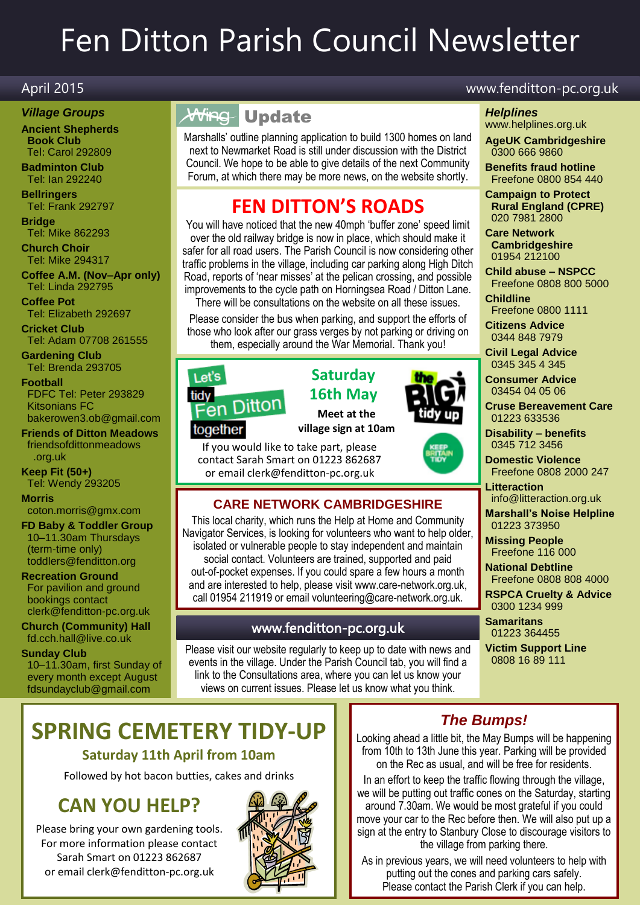# Fen Ditton Parish Council Newsletter

April 2015

www.fenditton-pc.org.uk

## *Village Groups*

**Ancient Shepherds Book Club**
Tel: Carol 292809

**Badminton Club**
Tel: Ian 292240

**Bellringers**
Tel: Frank 292797

**Bridge**
Tel: Mike 862293

**Church Choir**
Tel: Mike 294317

**Coffee A.M. (Nov–Apr only)**
Tel: Linda 292795

**Coffee Pot**
Tel: Elizabeth 292697

**Cricket Club**
Tel: Adam 07708 261555

**Gardening Club**
Tel: Brenda 293705

**Football**
FDFC Tel: Peter 293829
Kitsonians FC
bakerowen3.ob@gmail.com

**Friends of Ditton Meadows**
friendsofdittonmeadows.org.uk

**Keep Fit (50+)**
Tel: Wendy 293205

**Morris**
coton.morris@gmx.com

**FD Baby & Toddler Group**
10–11.30am Thursdays (term-time only)
toddlers@fenditton.org

**Recreation Ground**
For pavilion and ground bookings contact
clerk@fenditton-pc.org.uk

**Church (Community) Hall**
fd.cch.hall@live.co.uk

**Sunday Club**
10–11.30am, first Sunday of every month except August
fdsundayclub@gmail.com

## Wing Update

Marshalls' outline planning application to build 1300 homes on land next to Newmarket Road is still under discussion with the District Council. We hope to be able to give details of the next Community Forum, at which there may be more news, on the website shortly.

## FEN DITTON'S ROADS

You will have noticed that the new 40mph 'buffer zone' speed limit over the old railway bridge is now in place, which should make it safer for all road users. The Parish Council is now considering other traffic problems in the village, including car parking along High Ditch Road, reports of 'near misses' at the pelican crossing, and possible improvements to the cycle path on Horningsea Road / Ditton Lane. There will be consultations on the website on all these issues.

Please consider the bus when parking, and support the efforts of those who look after our grass verges by not parking or driving on them, especially around the War Memorial. Thank you!

## Let's tidy Fen Ditton together

**Saturday 16th May**

**Meet at the village sign at 10am**

the BIG tidy up — KEEP BRITAIN TIDY

If you would like to take part, please contact Sarah Smart on 01223 862687 or email clerk@fenditton-pc.org.uk

## CARE NETWORK CAMBRIDGESHIRE

This local charity, which runs the Help at Home and Community Navigator Services, is looking for volunteers who want to help older, isolated or vulnerable people to stay independent and maintain social contact. Volunteers are trained, supported and paid out-of-pocket expenses. If you could spare a few hours a month and are interested to help, please visit www.care-network.org.uk, call 01954 211919 or email volunteering@care-network.org.uk.

## www.fenditton-pc.org.uk

Please visit our website regularly to keep up to date with news and events in the village. Under the Parish Council tab, you will find a link to the Consultations area, where you can let us know your views on current issues. Please let us know what you think.

## *Helplines*

www.helplines.org.uk

**AgeUK Cambridgeshire**
0300 666 9860

**Benefits fraud hotline**
Freefone 0800 854 440

**Campaign to Protect Rural England (CPRE)**
020 7981 2800

**Care Network Cambridgeshire**
01954 212100

**Child abuse – NSPCC**
Freefone 0808 800 5000

**Childline**
Freefone 0800 1111

**Citizens Advice**
0344 848 7979

**Civil Legal Advice**
0345 345 4 345

**Consumer Advice**
03454 04 05 06

**Cruse Bereavement Care**
01223 633536

**Disability – benefits**
0345 712 3456

**Domestic Violence**
Freefone 0808 2000 247

**Litteraction**
info@litteraction.org.uk

**Marshall's Noise Helpline**
01223 373950

**Missing People**
Freefone 116 000

**National Debtline**
Freefone 0808 808 4000

**RSPCA Cruelty & Advice**
0300 1234 999

**Samaritans**
01223 364455

**Victim Support Line**
0808 16 89 111

## SPRING CEMETERY TIDY-UP

**Saturday 11th April from 10am**

Followed by hot bacon butties, cakes and drinks

## CAN YOU HELP?

Please bring your own gardening tools.
For more information please contact Sarah Smart on 01223 862687
or email clerk@fenditton-pc.org.uk

## *The Bumps!*

Looking ahead a little bit, the May Bumps will be happening from 10th to 13th June this year. Parking will be provided on the Rec as usual, and will be free for residents.

In an effort to keep the traffic flowing through the village, we will be putting out traffic cones on the Saturday, starting around 7.30am. We would be most grateful if you could move your car to the Rec before then. We will also put up a sign at the entry to Stanbury Close to discourage visitors to the village from parking there.

As in previous years, we will need volunteers to help with putting out the cones and parking cars safely. Please contact the Parish Clerk if you can help.